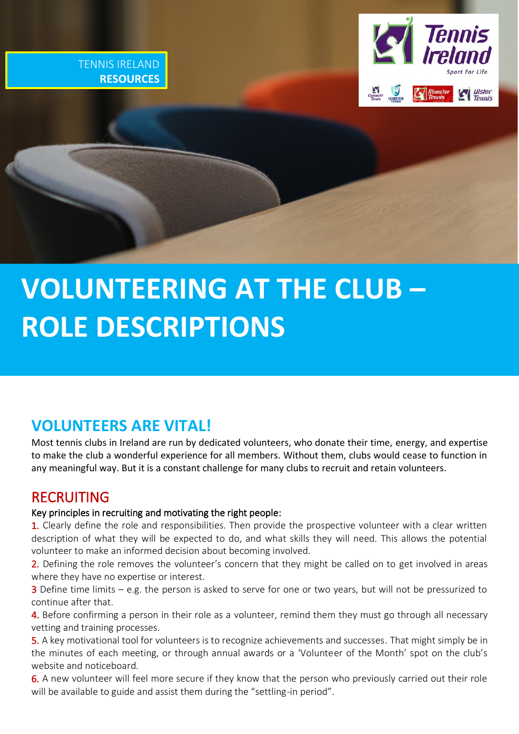TENNIS IRELAND **RESOURCES**

# VOLUNTEERING AT THE CLUB – ROLE DESCRIPTIONS

## VOLUNTEERS ARE VITAL!

Most tennis clubs in Ireland are run by dedicated volunteers, who donate their time, energy, and expertise to make the club a wonderful experience for all members. Without them, clubs would cease to function in any meaningful way. But it is a constant challenge for many clubs to recruit and retain volunteers.

## RECRUITING

Key principles in recruiting and motivating the right people:

1. Clearly define the role and responsibilities. Then provide the prospective volunteer with a clear written description of what they will be expected to do, and what skills they will need. This allows the potential volunteer to make an informed decision about becoming involved.
2. Defining the role removes the volunteer's concern that they might be called on to get involved in areas where they have no expertise or interest.
3. Define time limits – e.g. the person is asked to serve for one or two years, but will not be pressurized to continue after that.
4. Before confirming a person in their role as a volunteer, remind them they must go through all necessary vetting and training processes.
5. A key motivational tool for volunteers is to recognize achievements and successes. That might simply be in the minutes of each meeting, or through annual awards or a 'Volunteer of the Month' spot on the club's website and noticeboard.
6. A new volunteer will feel more secure if they know that the person who previously carried out their role will be available to guide and assist them during the "settling-in period".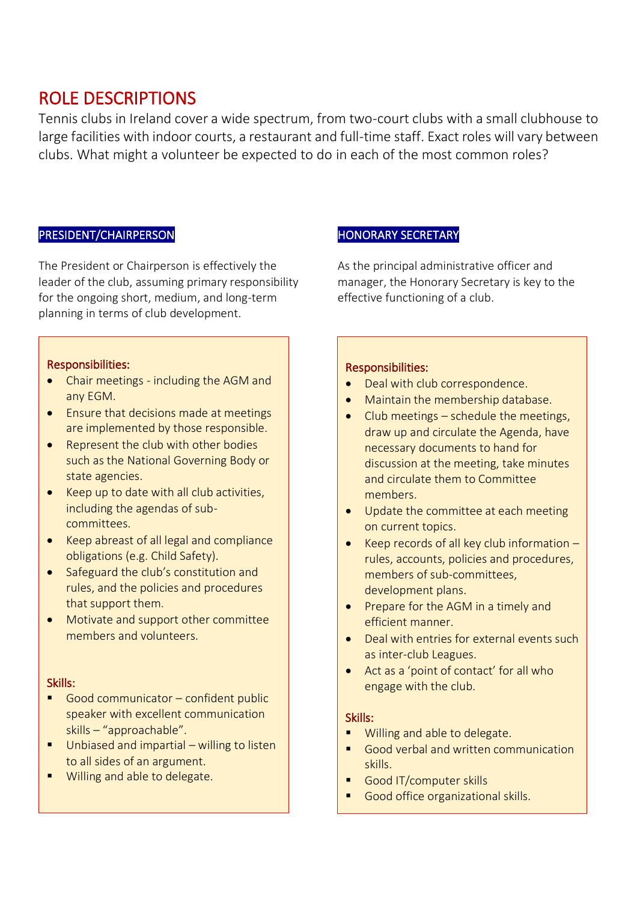# ROLE DESCRIPTIONS

Tennis clubs in Ireland cover a wide spectrum, from two-court clubs with a small clubhouse to large facilities with indoor courts, a restaurant and full-time staff. Exact roles will vary between clubs. What might a volunteer be expected to do in each of the most common roles?

## PRESIDENT/CHAIRPERSON

The President or Chairperson is effectively the leader of the club, assuming primary responsibility for the ongoing short, medium, and long-term planning in terms of club development.

### Responsibilities:

- Chair meetings - including the AGM and any EGM.
- Ensure that decisions made at meetings are implemented by those responsible.
- Represent the club with other bodies such as the National Governing Body or state agencies.
- Keep up to date with all club activities, including the agendas of sub-committees.
- Keep abreast of all legal and compliance obligations (e.g. Child Safety).
- Safeguard the club's constitution and rules, and the policies and procedures that support them.
- Motivate and support other committee members and volunteers.

### Skills:

- Good communicator – confident public speaker with excellent communication skills – "approachable".
- Unbiased and impartial – willing to listen to all sides of an argument.
- Willing and able to delegate.

## HONORARY SECRETARY

As the principal administrative officer and manager, the Honorary Secretary is key to the effective functioning of a club.

### Responsibilities:

- Deal with club correspondence.
- Maintain the membership database.
- Club meetings – schedule the meetings, draw up and circulate the Agenda, have necessary documents to hand for discussion at the meeting, take minutes and circulate them to Committee members.
- Update the committee at each meeting on current topics.
- Keep records of all key club information – rules, accounts, policies and procedures, members of sub-committees, development plans.
- Prepare for the AGM in a timely and efficient manner.
- Deal with entries for external events such as inter-club Leagues.
- Act as a 'point of contact' for all who engage with the club.

### Skills:

- Willing and able to delegate.
- Good verbal and written communication skills.
- Good IT/computer skills
- Good office organizational skills.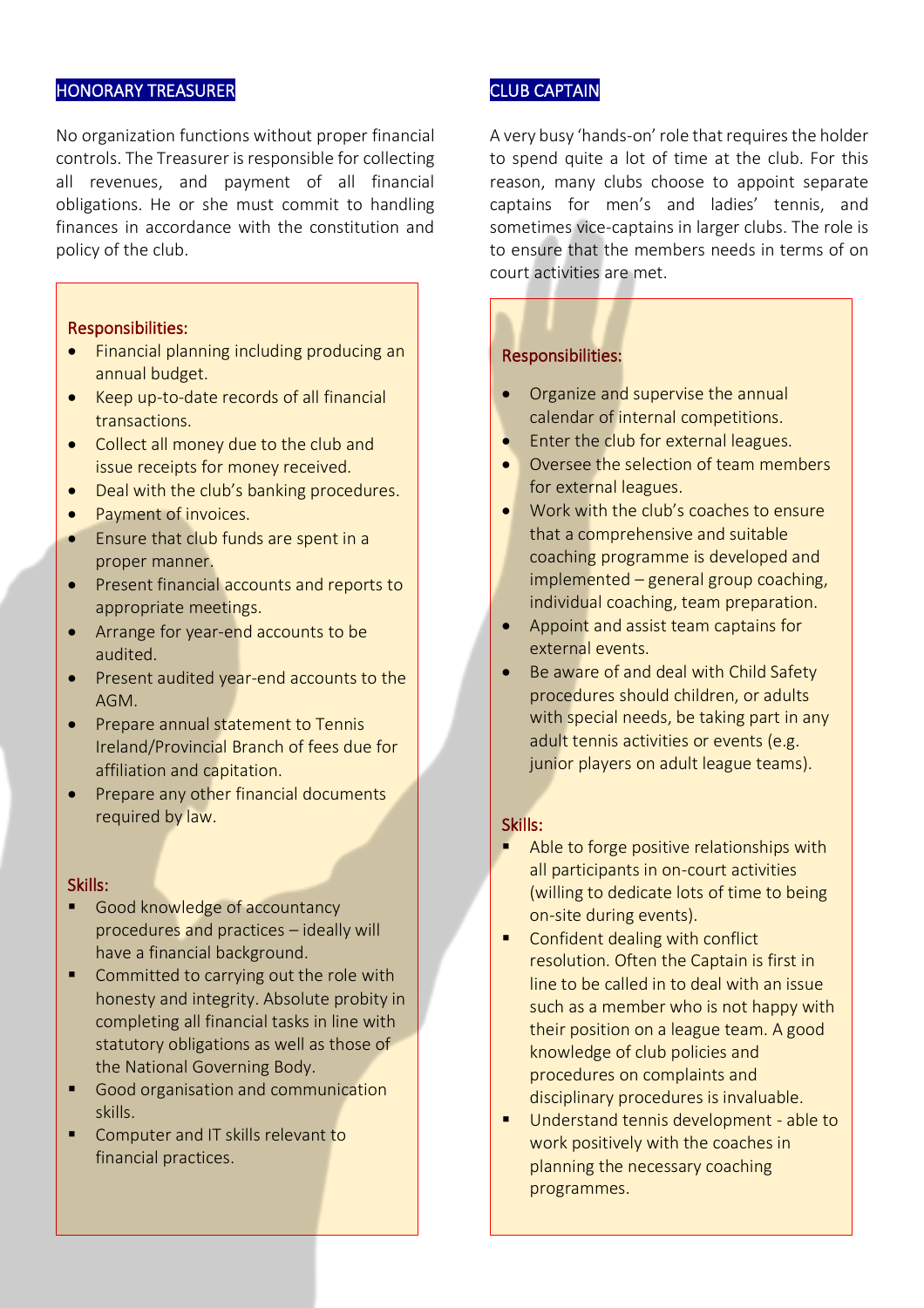## HONORARY TREASURER

No organization functions without proper financial controls. The Treasurer is responsible for collecting all revenues, and payment of all financial obligations. He or she must commit to handling finances in accordance with the constitution and policy of the club.

### Responsibilities:

- Financial planning including producing an annual budget.
- Keep up-to-date records of all financial transactions.
- Collect all money due to the club and issue receipts for money received.
- Deal with the club's banking procedures.
- Payment of invoices.
- Ensure that club funds are spent in a proper manner.
- Present financial accounts and reports to appropriate meetings.
- Arrange for year-end accounts to be audited.
- Present audited year-end accounts to the AGM.
- Prepare annual statement to Tennis Ireland/Provincial Branch of fees due for affiliation and capitation.
- Prepare any other financial documents required by law.

### Skills:

- Good knowledge of accountancy procedures and practices – ideally will have a financial background.
- Committed to carrying out the role with honesty and integrity. Absolute probity in completing all financial tasks in line with statutory obligations as well as those of the National Governing Body.
- Good organisation and communication skills.
- Computer and IT skills relevant to financial practices.

## CLUB CAPTAIN

A very busy 'hands-on' role that requires the holder to spend quite a lot of time at the club. For this reason, many clubs choose to appoint separate captains for men's and ladies' tennis, and sometimes vice-captains in larger clubs. The role is to ensure that the members needs in terms of on court activities are met.

### Responsibilities:

- Organize and supervise the annual calendar of internal competitions.
- Enter the club for external leagues.
- Oversee the selection of team members for external leagues.
- Work with the club's coaches to ensure that a comprehensive and suitable coaching programme is developed and implemented – general group coaching, individual coaching, team preparation.
- Appoint and assist team captains for external events.
- Be aware of and deal with Child Safety procedures should children, or adults with special needs, be taking part in any adult tennis activities or events (e.g. junior players on adult league teams).

### Skills:

- Able to forge positive relationships with all participants in on-court activities (willing to dedicate lots of time to being on-site during events).
- Confident dealing with conflict resolution. Often the Captain is first in line to be called in to deal with an issue such as a member who is not happy with their position on a league team. A good knowledge of club policies and procedures on complaints and disciplinary procedures is invaluable.
- Understand tennis development - able to work positively with the coaches in planning the necessary coaching programmes.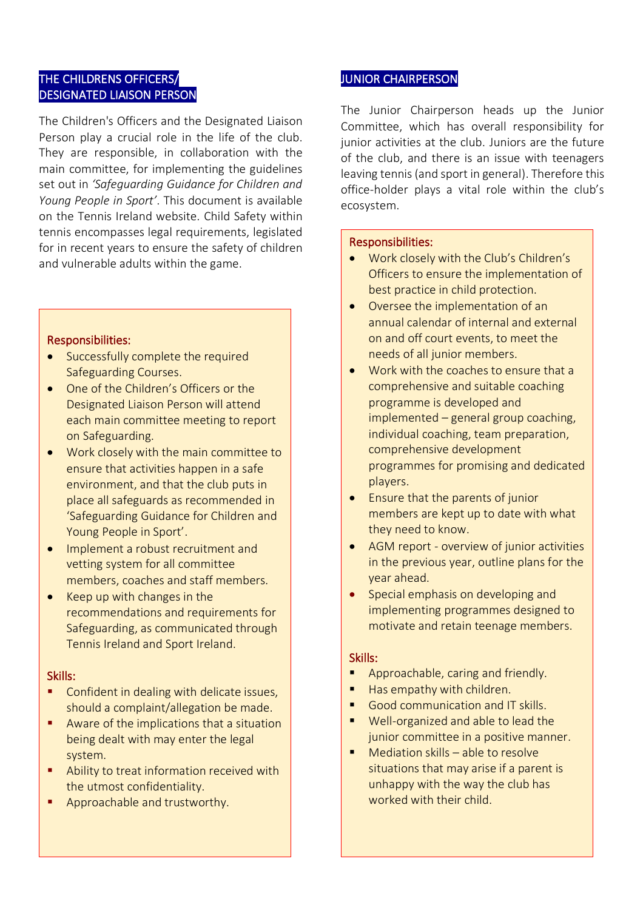## THE CHILDRENS OFFICERS/ DESIGNATED LIAISON PERSON

The Children's Officers and the Designated Liaison Person play a crucial role in the life of the club. They are responsible, in collaboration with the main committee, for implementing the guidelines set out in *'Safeguarding Guidance for Children and Young People in Sport'*. This document is available on the Tennis Ireland website. Child Safety within tennis encompasses legal requirements, legislated for in recent years to ensure the safety of children and vulnerable adults within the game.

### Responsibilities:

- Successfully complete the required Safeguarding Courses.
- One of the Children's Officers or the Designated Liaison Person will attend each main committee meeting to report on Safeguarding.
- Work closely with the main committee to ensure that activities happen in a safe environment, and that the club puts in place all safeguards as recommended in 'Safeguarding Guidance for Children and Young People in Sport'.
- Implement a robust recruitment and vetting system for all committee members, coaches and staff members.
- Keep up with changes in the recommendations and requirements for Safeguarding, as communicated through Tennis Ireland and Sport Ireland.

### Skills:

- Confident in dealing with delicate issues, should a complaint/allegation be made.
- Aware of the implications that a situation being dealt with may enter the legal system.
- Ability to treat information received with the utmost confidentiality.
- Approachable and trustworthy.

## JUNIOR CHAIRPERSON

The Junior Chairperson heads up the Junior Committee, which has overall responsibility for junior activities at the club. Juniors are the future of the club, and there is an issue with teenagers leaving tennis (and sport in general). Therefore this office-holder plays a vital role within the club's ecosystem.

### Responsibilities:

- Work closely with the Club's Children's Officers to ensure the implementation of best practice in child protection.
- Oversee the implementation of an annual calendar of internal and external on and off court events, to meet the needs of all junior members.
- Work with the coaches to ensure that a comprehensive and suitable coaching programme is developed and implemented – general group coaching, individual coaching, team preparation, comprehensive development programmes for promising and dedicated players.
- Ensure that the parents of junior members are kept up to date with what they need to know.
- AGM report - overview of junior activities in the previous year, outline plans for the year ahead.
- Special emphasis on developing and implementing programmes designed to motivate and retain teenage members.

### Skills:

- Approachable, caring and friendly.
- Has empathy with children.
- Good communication and IT skills.
- Well-organized and able to lead the junior committee in a positive manner.
- Mediation skills – able to resolve situations that may arise if a parent is unhappy with the way the club has worked with their child.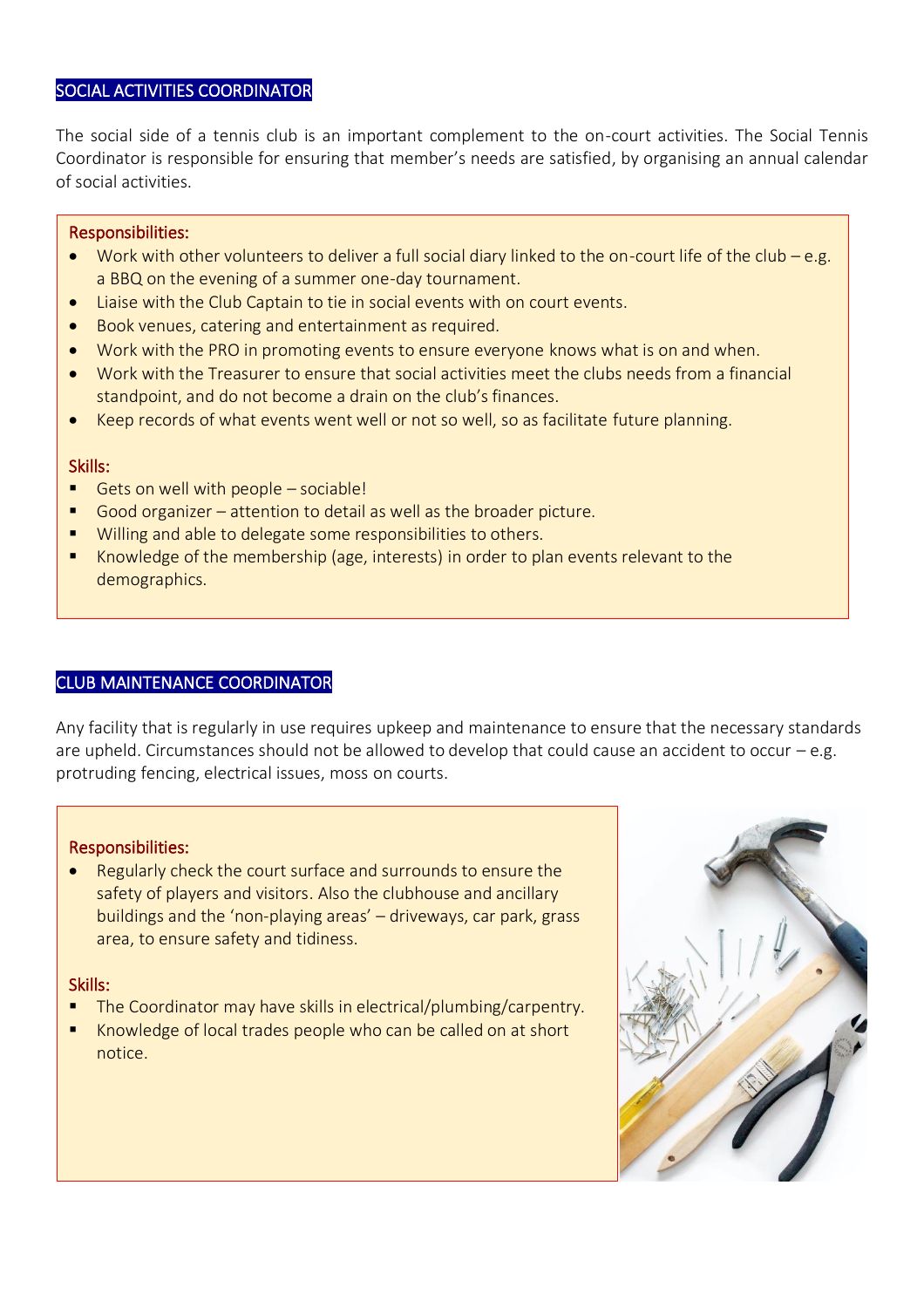## SOCIAL ACTIVITIES COORDINATOR

The social side of a tennis club is an important complement to the on-court activities. The Social Tennis Coordinator is responsible for ensuring that member's needs are satisfied, by organising an annual calendar of social activities.

### Responsibilities:

- Work with other volunteers to deliver a full social diary linked to the on-court life of the club – e.g. a BBQ on the evening of a summer one-day tournament.
- Liaise with the Club Captain to tie in social events with on court events.
- Book venues, catering and entertainment as required.
- Work with the PRO in promoting events to ensure everyone knows what is on and when.
- Work with the Treasurer to ensure that social activities meet the clubs needs from a financial standpoint, and do not become a drain on the club's finances.
- Keep records of what events went well or not so well, so as facilitate future planning.

### Skills:

- Gets on well with people – sociable!
- Good organizer – attention to detail as well as the broader picture.
- Willing and able to delegate some responsibilities to others.
- Knowledge of the membership (age, interests) in order to plan events relevant to the demographics.

## CLUB MAINTENANCE COORDINATOR

Any facility that is regularly in use requires upkeep and maintenance to ensure that the necessary standards are upheld. Circumstances should not be allowed to develop that could cause an accident to occur – e.g. protruding fencing, electrical issues, moss on courts.

### Responsibilities:

- Regularly check the court surface and surrounds to ensure the safety of players and visitors. Also the clubhouse and ancillary buildings and the 'non-playing areas' – driveways, car park, grass area, to ensure safety and tidiness.

### Skills:

- The Coordinator may have skills in electrical/plumbing/carpentry.
- Knowledge of local trades people who can be called on at short notice.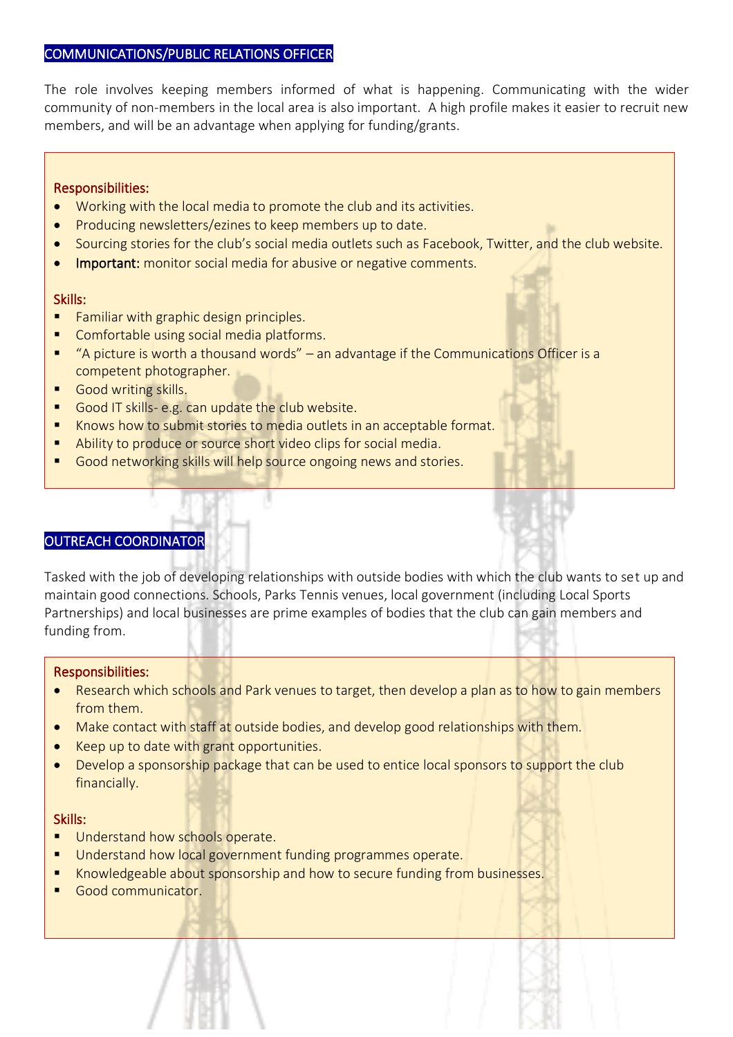## COMMUNICATIONS/PUBLIC RELATIONS OFFICER

The role involves keeping members informed of what is happening. Communicating with the wider community of non-members in the local area is also important. A high profile makes it easier to recruit new members, and will be an advantage when applying for funding/grants.

**Responsibilities:**

- Working with the local media to promote the club and its activities.
- Producing newsletters/ezines to keep members up to date.
- Sourcing stories for the club's social media outlets such as Facebook, Twitter, and the club website.
- **Important:** monitor social media for abusive or negative comments.

**Skills:**

- Familiar with graphic design principles.
- Comfortable using social media platforms.
- "A picture is worth a thousand words" – an advantage if the Communications Officer is a competent photographer.
- Good writing skills.
- Good IT skills- e.g. can update the club website.
- Knows how to submit stories to media outlets in an acceptable format.
- Ability to produce or source short video clips for social media.
- Good networking skills will help source ongoing news and stories.

## OUTREACH COORDINATOR

Tasked with the job of developing relationships with outside bodies with which the club wants to set up and maintain good connections. Schools, Parks Tennis venues, local government (including Local Sports Partnerships) and local businesses are prime examples of bodies that the club can gain members and funding from.

**Responsibilities:**

- Research which schools and Park venues to target, then develop a plan as to how to gain members from them.
- Make contact with staff at outside bodies, and develop good relationships with them.
- Keep up to date with grant opportunities.
- Develop a sponsorship package that can be used to entice local sponsors to support the club financially.

**Skills:**

- Understand how schools operate.
- Understand how local government funding programmes operate.
- Knowledgeable about sponsorship and how to secure funding from businesses.
- Good communicator.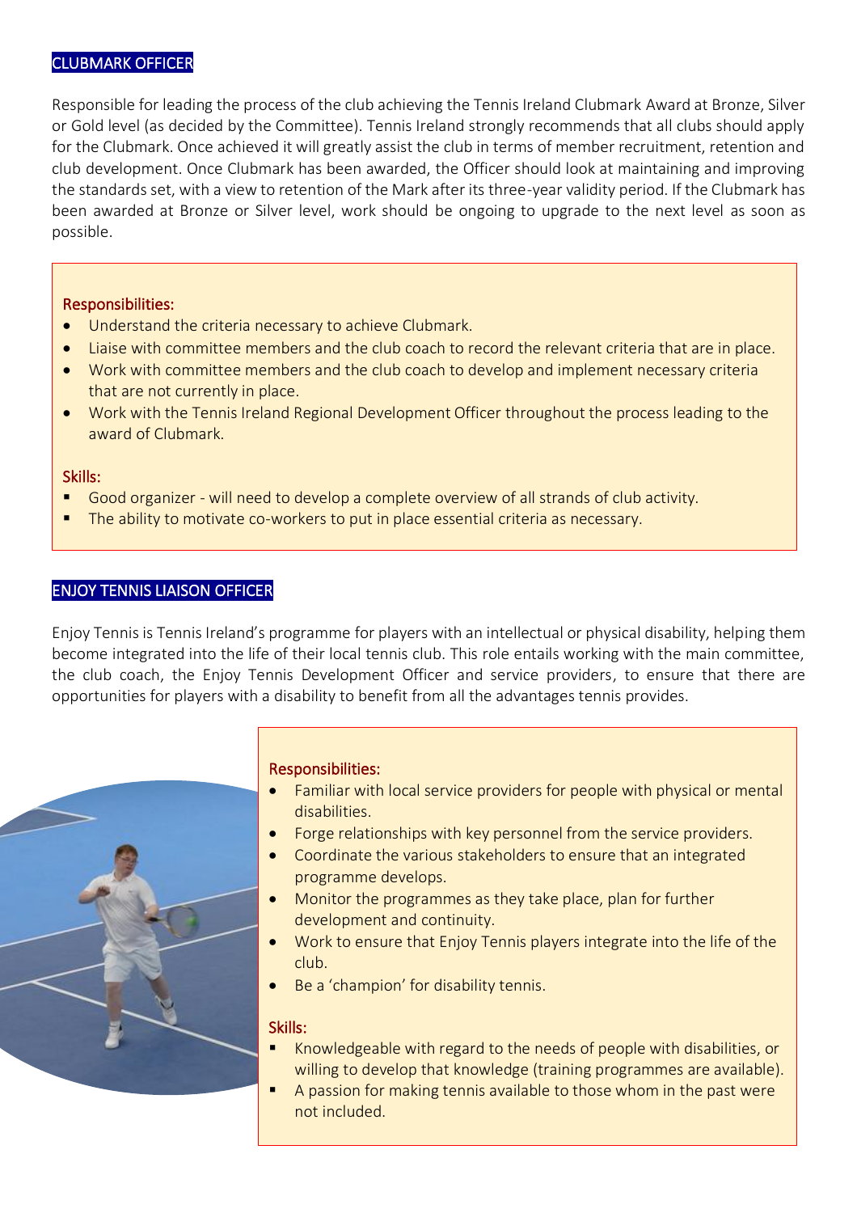## CLUBMARK OFFICER

Responsible for leading the process of the club achieving the Tennis Ireland Clubmark Award at Bronze, Silver or Gold level (as decided by the Committee). Tennis Ireland strongly recommends that all clubs should apply for the Clubmark. Once achieved it will greatly assist the club in terms of member recruitment, retention and club development. Once Clubmark has been awarded, the Officer should look at maintaining and improving the standards set, with a view to retention of the Mark after its three-year validity period. If the Clubmark has been awarded at Bronze or Silver level, work should be ongoing to upgrade to the next level as soon as possible.

### Responsibilities:

- Understand the criteria necessary to achieve Clubmark.
- Liaise with committee members and the club coach to record the relevant criteria that are in place.
- Work with committee members and the club coach to develop and implement necessary criteria that are not currently in place.
- Work with the Tennis Ireland Regional Development Officer throughout the process leading to the award of Clubmark.

### Skills:

- Good organizer - will need to develop a complete overview of all strands of club activity.
- The ability to motivate co-workers to put in place essential criteria as necessary.

## ENJOY TENNIS LIAISON OFFICER

Enjoy Tennis is Tennis Ireland's programme for players with an intellectual or physical disability, helping them become integrated into the life of their local tennis club. This role entails working with the main committee, the club coach, the Enjoy Tennis Development Officer and service providers, to ensure that there are opportunities for players with a disability to benefit from all the advantages tennis provides.

### Responsibilities:

- Familiar with local service providers for people with physical or mental disabilities.
- Forge relationships with key personnel from the service providers.
- Coordinate the various stakeholders to ensure that an integrated programme develops.
- Monitor the programmes as they take place, plan for further development and continuity.
- Work to ensure that Enjoy Tennis players integrate into the life of the club.
- Be a 'champion' for disability tennis.

### Skills:

- Knowledgeable with regard to the needs of people with disabilities, or willing to develop that knowledge (training programmes are available).
- A passion for making tennis available to those whom in the past were not included.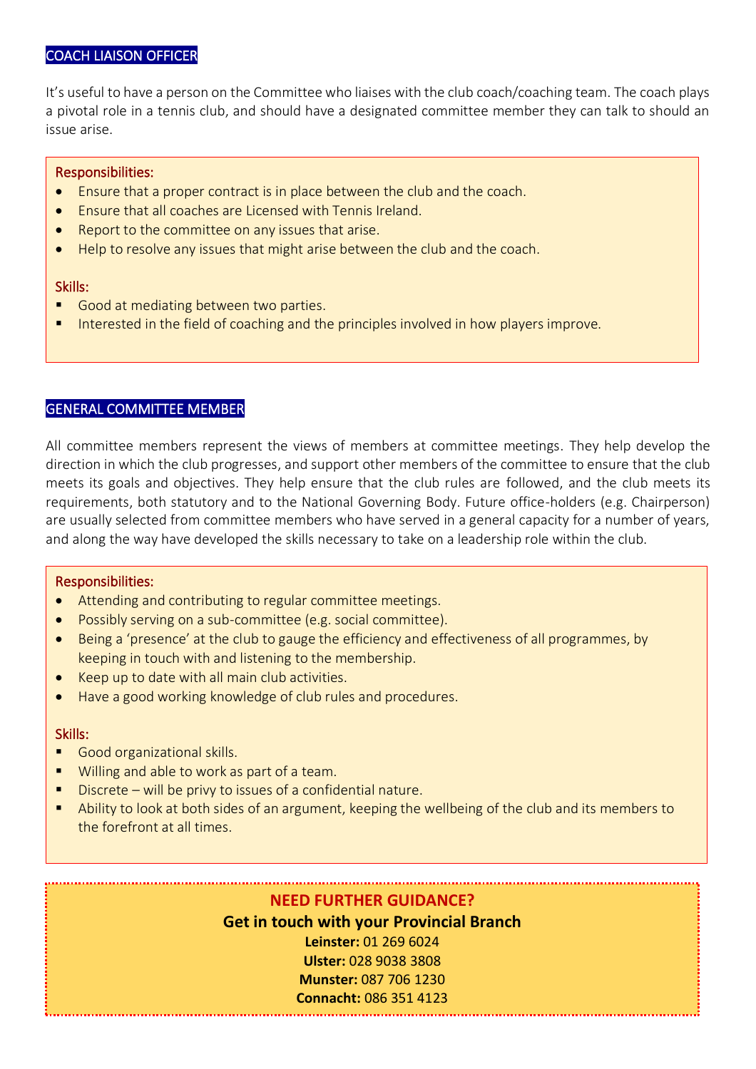## COACH LIAISON OFFICER

It's useful to have a person on the Committee who liaises with the club coach/coaching team. The coach plays a pivotal role in a tennis club, and should have a designated committee member they can talk to should an issue arise.

**Responsibilities:**

- Ensure that a proper contract is in place between the club and the coach.
- Ensure that all coaches are Licensed with Tennis Ireland.
- Report to the committee on any issues that arise.
- Help to resolve any issues that might arise between the club and the coach.

**Skills:**

- Good at mediating between two parties.
- Interested in the field of coaching and the principles involved in how players improve.

## GENERAL COMMITTEE MEMBER

All committee members represent the views of members at committee meetings. They help develop the direction in which the club progresses, and support other members of the committee to ensure that the club meets its goals and objectives. They help ensure that the club rules are followed, and the club meets its requirements, both statutory and to the National Governing Body. Future office-holders (e.g. Chairperson) are usually selected from committee members who have served in a general capacity for a number of years, and along the way have developed the skills necessary to take on a leadership role within the club.

**Responsibilities:**

- Attending and contributing to regular committee meetings.
- Possibly serving on a sub-committee (e.g. social committee).
- Being a 'presence' at the club to gauge the efficiency and effectiveness of all programmes, by keeping in touch with and listening to the membership.
- Keep up to date with all main club activities.
- Have a good working knowledge of club rules and procedures.

**Skills:**

- Good organizational skills.
- Willing and able to work as part of a team.
- Discrete – will be privy to issues of a confidential nature.
- Ability to look at both sides of an argument, keeping the wellbeing of the club and its members to the forefront at all times.

**NEED FURTHER GUIDANCE?**

**Get in touch with your Provincial Branch**

**Leinster:** 01 269 6024
**Ulster:** 028 9038 3808
**Munster:** 087 706 1230
**Connacht:** 086 351 4123